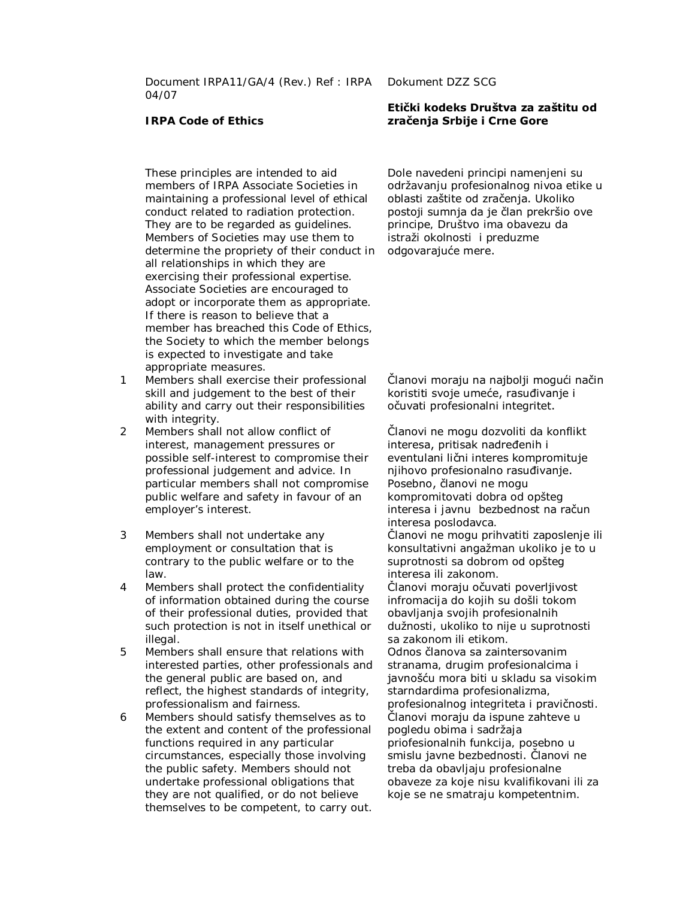| | Document IRPA11/GA/4 (Rev.) Ref : IRPA 04/07<br><br>**IRPA Code of Ethics** | Dokument DZZ SCG<br><br>**Etički kodeks Društva za zaštitu od zračenja Srbije i Crne Gore** |
|---|---|---|
| | These principles are intended to aid members of IRPA Associate Societies in maintaining a professional level of ethical conduct related to radiation protection. They are to be regarded as guidelines. Members of Societies may use them to determine the propriety of their conduct in all relationships in which they are exercising their professional expertise. Associate Societies are encouraged to adopt or incorporate them as appropriate. If there is reason to believe that a member has breached this Code of Ethics, the Society to which the member belongs is expected to investigate and take appropriate measures. | Dole navedeni principi namenjeni su održavanju profesionalnog nivoa etike u oblasti zaštite od zračenja. Ukoliko postoji sumnja da je član prekršio ove principe, Društvo ima obavezu da istraži okolnosti i preduzme odgovarajuće mere. |
| 1 | Members shall exercise their professional skill and judgement to the best of their ability and carry out their responsibilities with integrity. | Članovi moraju na najbolji mogući način koristiti svoje umeće, rasuđivanje i očuvati profesionalni integritet. |
| 2 | Members shall not allow conflict of interest, management pressures or possible self-interest to compromise their professional judgement and advice. In particular members shall not compromise public welfare and safety in favour of an employer's interest. | Članovi ne mogu dozvoliti da konflikt interesa, pritisak nadređenih i eventulani lični interes kompromituje njihovo profesionalno rasuđivanje. Posebno, članovi ne mogu kompromitovati dobra od opšteg interesa i javnu bezbednost na račun interesa poslodavca. |
| 3 | Members shall not undertake any employment or consultation that is contrary to the public welfare or to the law. | Članovi ne mogu prihvatiti zaposlenje ili konsultativni angažman ukoliko je to u suprotnosti sa dobrom od opšteg interesa ili zakonom. |
| 4 | Members shall protect the confidentiality of information obtained during the course of their professional duties, provided that such protection is not in itself unethical or illegal. | Članovi moraju očuvati poverljivost infromacija do kojih su došli tokom obavljanja svojih profesionalnih dužnosti, ukoliko to nije u suprotnosti sa zakonom ili etikom. |
| 5 | Members shall ensure that relations with interested parties, other professionals and the general public are based on, and reflect, the highest standards of integrity, professionalism and fairness. | Odnos članova sa zaintersovanim stranama, drugim profesionalcima i javnošću mora biti u skladu sa visokim starndardima profesionalizma, profesionalnog integriteta i pravičnosti. |
| 6 | Members should satisfy themselves as to the extent and content of the professional functions required in any particular circumstances, especially those involving the public safety. Members should not undertake professional obligations that they are not qualified, or do not believe themselves to be competent, to carry out. | Članovi moraju da ispune zahteve u pogledu obima i sadržaja priofesionalnih funkcija, posebno u smislu javne bezbednosti. Članovi ne treba da obavljaju profesionalne obaveze za koje nisu kvalifikovani ili za koje se ne smatraju kompetentnim. |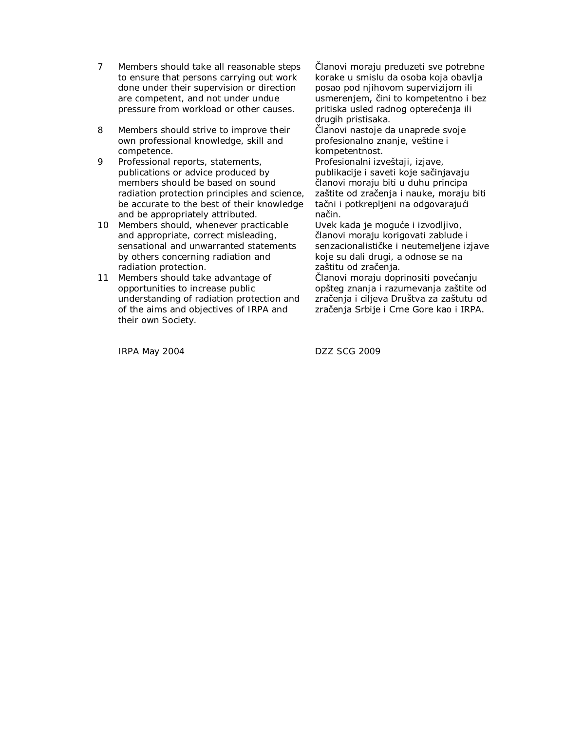| | | |
|---|---|---|
| 7 | Members should take all reasonable steps to ensure that persons carrying out work done under their supervision or direction are competent, and not under undue pressure from workload or other causes. | Članovi moraju preduzeti sve potrebne korake u smislu da osoba koja obavlja posao pod njihovom supervizijom ili usmerenjem, čini to kompetentno i bez pritiska usled radnog opterećenja ili drugih pristisaka. |
| 8 | Members should strive to improve their own professional knowledge, skill and competence. | Članovi nastoje da unaprede svoje profesionalno znanje, veštine i kompetentnost. |
| 9 | Professional reports, statements, publications or advice produced by members should be based on sound radiation protection principles and science, be accurate to the best of their knowledge and be appropriately attributed. | Profesionalni izveštaji, izjave, publikacije i saveti koje sačinjavaju članovi moraju biti u duhu principa zaštite od zračenja i nauke, moraju biti tačni i potkrepljeni na odgovarajući način. |
| 10 | Members should, whenever practicable and appropriate, correct misleading, sensational and unwarranted statements by others concerning radiation and radiation protection. | Uvek kada je moguće i izvodljivo, članovi moraju korigovati zablude i senzacionalističke i neutemeljene izjave koje su dali drugi, a odnose se na zaštitu od zračenja. |
| 11 | Members should take advantage of opportunities to increase public understanding of radiation protection and of the aims and objectives of IRPA and their own Society. | Članovi moraju doprinositi povećanju opšteg znanja i razumevanja zaštite od zračenja i ciljeva Društva za zaštutu od zračenja Srbije i Crne Gore kao i IRPA. |
| | IRPA May 2004 | DZZ SCG 2009 |